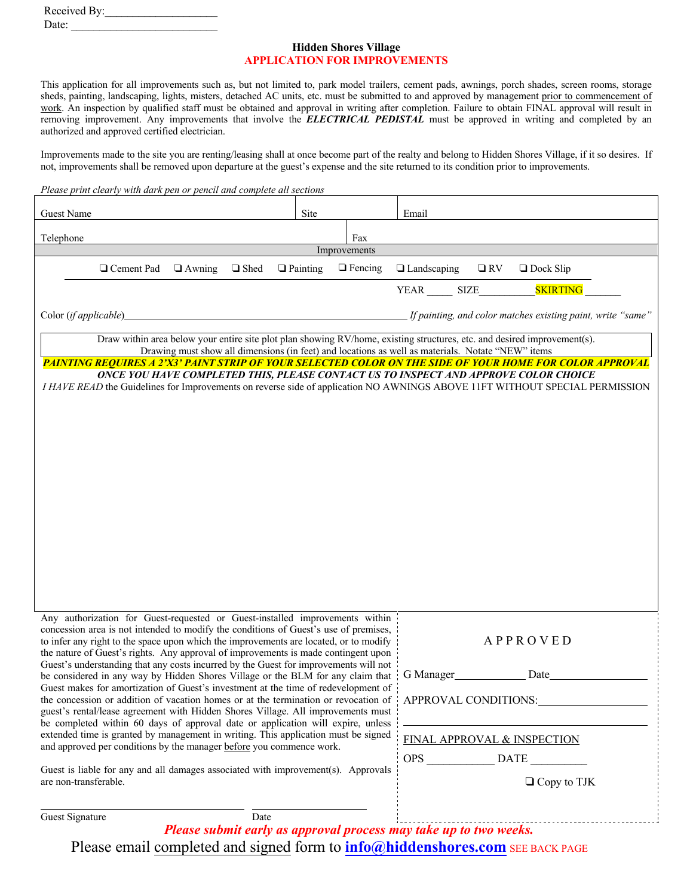Received By:____________________
Date: __________________________

## Hidden Shores Village

## APPLICATION FOR IMPROVEMENTS

This application for all improvements such as, but not limited to, park model trailers, cement pads, awnings, porch shades, screen rooms, storage sheds, painting, landscaping, lights, misters, detached AC units, etc. must be submitted to and approved by management prior to commencement of work. An inspection by qualified staff must be obtained and approval in writing after completion. Failure to obtain FINAL approval will result in removing improvement. Any improvements that involve the ***ELECTRICAL PEDISTAL*** must be approved in writing and completed by an authorized and approved certified electrician.

Improvements made to the site you are renting/leasing shall at once become part of the realty and belong to Hidden Shores Village, if it so desires. If not, improvements shall be removed upon departure at the guest's expense and the site returned to its condition prior to improvements.

*Please print clearly with dark pen or pencil and complete all sections*

| Guest Name | Site | Email |
|---|---|---|
| Telephone | Fax | |

**Improvements**

❑ Cement Pad ❑ Awning ❑ Shed ❑ Painting ❑ Fencing ❑ Landscaping ❑ RV ❑ Dock Slip

YEAR _____ SIZE__________ SKIRTING _______

Color (*if applicable*)__________________________________________ *If painting, and color matches existing paint, write "same"*

Draw within area below your entire site plot plan showing RV/home, existing structures, etc. and desired improvement(s). Drawing must show all dimensions (in feet) and locations as well as materials. Notate "NEW" items

***PAINTING REQUIRES A 2'X3' PAINT STRIP OF YOUR SELECTED COLOR ON THE SIDE OF YOUR HOME FOR COLOR APPROVAL***

***ONCE YOU HAVE COMPLETED THIS, PLEASE CONTACT US TO INSPECT AND APPROVE COLOR CHOICE***

*I HAVE READ* the Guidelines for Improvements on reverse side of application NO AWNINGS ABOVE 11FT WITHOUT SPECIAL PERMISSION

Any authorization for Guest-requested or Guest-installed improvements within concession area is not intended to modify the conditions of Guest's use of premises, to infer any right to the space upon which the improvements are located, or to modify the nature of Guest's rights. Any approval of improvements is made contingent upon Guest's understanding that any costs incurred by the Guest for improvements will not be considered in any way by Hidden Shores Village or the BLM for any claim that Guest makes for amortization of Guest's investment at the time of redevelopment of the concession or addition of vacation homes or at the termination or revocation of guest's rental/lease agreement with Hidden Shores Village. All improvements must be completed within 60 days of approval date or application will expire, unless extended time is granted by management in writing. This application must be signed and approved per conditions by the manager before you commence work.

Guest is liable for any and all damages associated with improvement(s). Approvals are non-transferable.

_______________________ _______________
Guest Signature Date

**APPROVED**

G Manager____________ Date__________________

APPROVAL CONDITIONS:____________________

______________________________________

FINAL APPROVAL & INSPECTION

OPS ____________ DATE __________

❑ Copy to TJK

***Please submit early as approval process may take up to two weeks.***

Please email completed and signed form to **info@hiddenshores.com** SEE BACK PAGE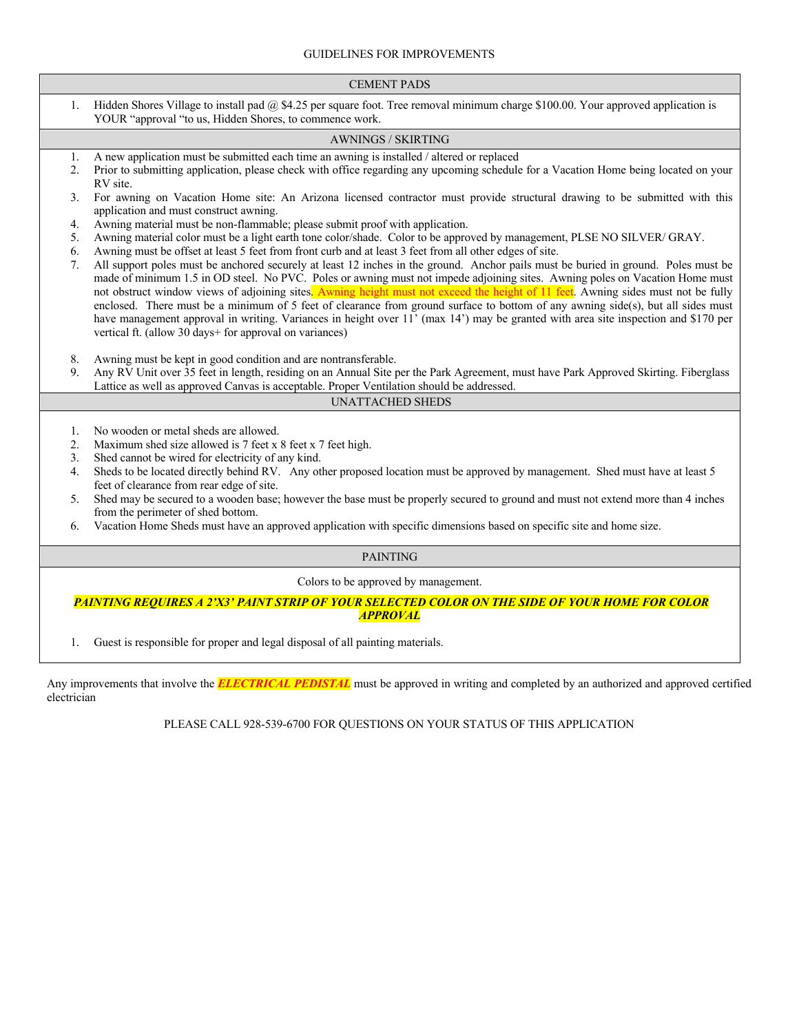GUIDELINES FOR IMPROVEMENTS

## CEMENT PADS

1. Hidden Shores Village to install pad @ $4.25 per square foot. Tree removal minimum charge $100.00. Your approved application is YOUR "approval "to us, Hidden Shores, to commence work.

## AWNINGS / SKIRTING

1. A new application must be submitted each time an awning is installed / altered or replaced
2. Prior to submitting application, please check with office regarding any upcoming schedule for a Vacation Home being located on your RV site.
3. For awning on Vacation Home site: An Arizona licensed contractor must provide structural drawing to be submitted with this application and must construct awning.
4. Awning material must be non-flammable; please submit proof with application.
5. Awning material color must be a light earth tone color/shade. Color to be approved by management, PLSE NO SILVER/ GRAY.
6. Awning must be offset at least 5 feet from front curb and at least 3 feet from all other edges of site.
7. All support poles must be anchored securely at least 12 inches in the ground. Anchor pails must be buried in ground. Poles must be made of minimum 1.5 in OD steel. No PVC. Poles or awning must not impede adjoining sites. Awning poles on Vacation Home must not obstruct window views of adjoining sites. Awning height must not exceed the height of 11 feet. Awning sides must not be fully enclosed. There must be a minimum of 5 feet of clearance from ground surface to bottom of any awning side(s), but all sides must have management approval in writing. Variances in height over 11' (max 14') may be granted with area site inspection and $170 per vertical ft. (allow 30 days+ for approval on variances)
8. Awning must be kept in good condition and are nontransferable.
9. Any RV Unit over 35 feet in length, residing on an Annual Site per the Park Agreement, must have Park Approved Skirting. Fiberglass Lattice as well as approved Canvas is acceptable. Proper Ventilation should be addressed.

## UNATTACHED SHEDS

1. No wooden or metal sheds are allowed.
2. Maximum shed size allowed is 7 feet x 8 feet x 7 feet high.
3. Shed cannot be wired for electricity of any kind.
4. Sheds to be located directly behind RV. Any other proposed location must be approved by management. Shed must have at least 5 feet of clearance from rear edge of site.
5. Shed may be secured to a wooden base; however the base must be properly secured to ground and must not extend more than 4 inches from the perimeter of shed bottom.
6. Vacation Home Sheds must have an approved application with specific dimensions based on specific site and home size.

## PAINTING

Colors to be approved by management.

***PAINTING REQUIRES A 2'X3' PAINT STRIP OF YOUR SELECTED COLOR ON THE SIDE OF YOUR HOME FOR COLOR APPROVAL***

1. Guest is responsible for proper and legal disposal of all painting materials.

Any improvements that involve the ***ELECTRICAL PEDISTAL*** must be approved in writing and completed by an authorized and approved certified electrician

PLEASE CALL 928-539-6700 FOR QUESTIONS ON YOUR STATUS OF THIS APPLICATION